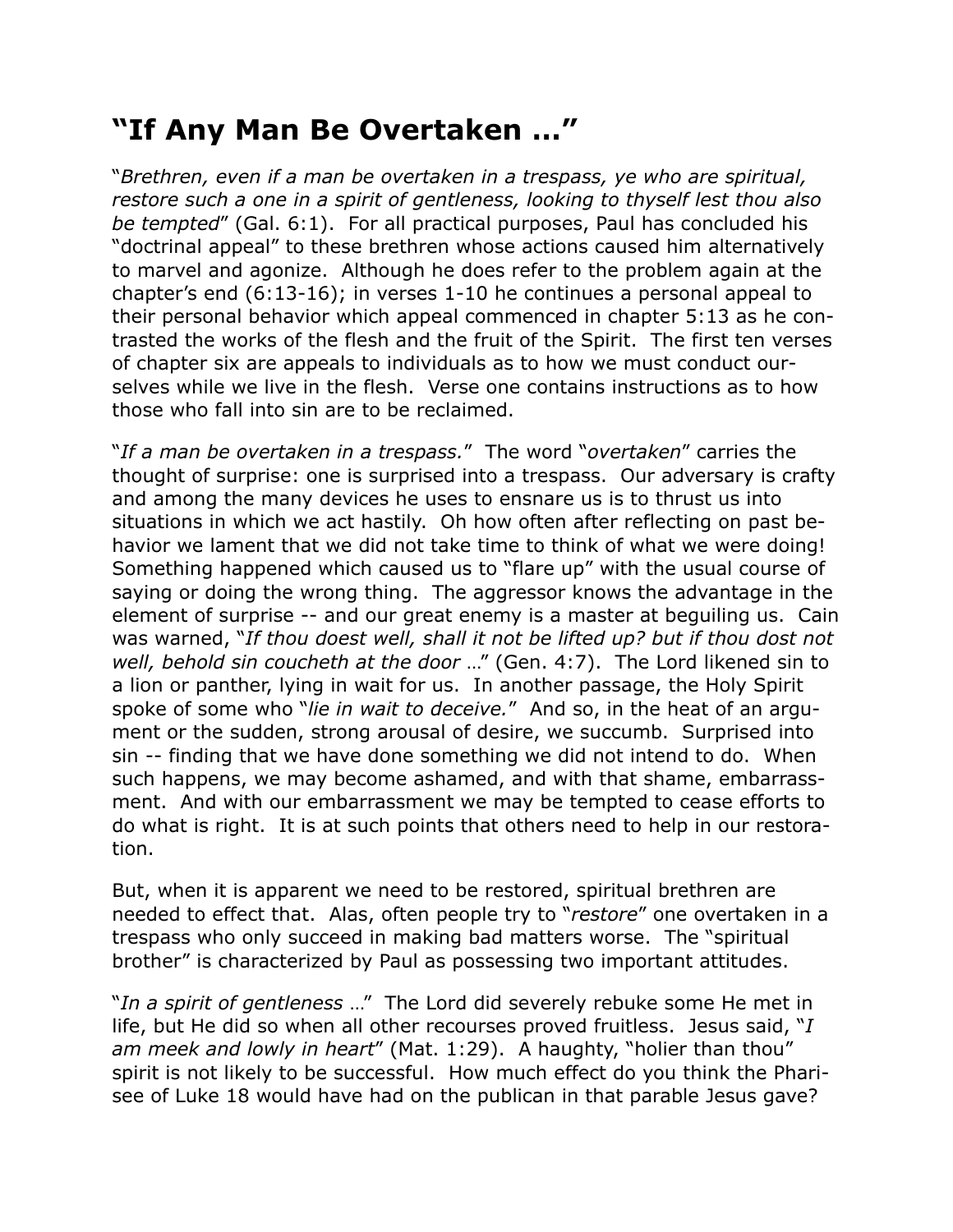# "If Any Man Be Overtaken …"

"*Brethren, even if a man be overtaken in a trespass, ye who are spiritual, restore such a one in a spirit of gentleness, looking to thyself lest thou also be tempted*" (Gal. 6:1). For all practical purposes, Paul has concluded his "doctrinal appeal" to these brethren whose actions caused him alternatively to marvel and agonize. Although he does refer to the problem again at the chapter's end (6:13-16); in verses 1-10 he continues a personal appeal to their personal behavior which appeal commenced in chapter 5:13 as he contrasted the works of the flesh and the fruit of the Spirit. The first ten verses of chapter six are appeals to individuals as to how we must conduct ourselves while we live in the flesh. Verse one contains instructions as to how those who fall into sin are to be reclaimed.

"*If a man be overtaken in a trespass.*" The word "*overtaken*" carries the thought of surprise: one is surprised into a trespass. Our adversary is crafty and among the many devices he uses to ensnare us is to thrust us into situations in which we act hastily. Oh how often after reflecting on past behavior we lament that we did not take time to think of what we were doing! Something happened which caused us to "flare up" with the usual course of saying or doing the wrong thing. The aggressor knows the advantage in the element of surprise -- and our great enemy is a master at beguiling us. Cain was warned, "*If thou doest well, shall it not be lifted up? but if thou dost not well, behold sin coucheth at the door* …" (Gen. 4:7). The Lord likened sin to a lion or panther, lying in wait for us. In another passage, the Holy Spirit spoke of some who "*lie in wait to deceive.*" And so, in the heat of an argument or the sudden, strong arousal of desire, we succumb. Surprised into sin -- finding that we have done something we did not intend to do. When such happens, we may become ashamed, and with that shame, embarrassment. And with our embarrassment we may be tempted to cease efforts to do what is right. It is at such points that others need to help in our restoration.

But, when it is apparent we need to be restored, spiritual brethren are needed to effect that. Alas, often people try to "*restore*" one overtaken in a trespass who only succeed in making bad matters worse. The "spiritual brother" is characterized by Paul as possessing two important attitudes.

"*In a spirit of gentleness* …" The Lord did severely rebuke some He met in life, but He did so when all other recourses proved fruitless. Jesus said, "*I am meek and lowly in heart*" (Mat. 1:29). A haughty, "holier than thou" spirit is not likely to be successful. How much effect do you think the Pharisee of Luke 18 would have had on the publican in that parable Jesus gave?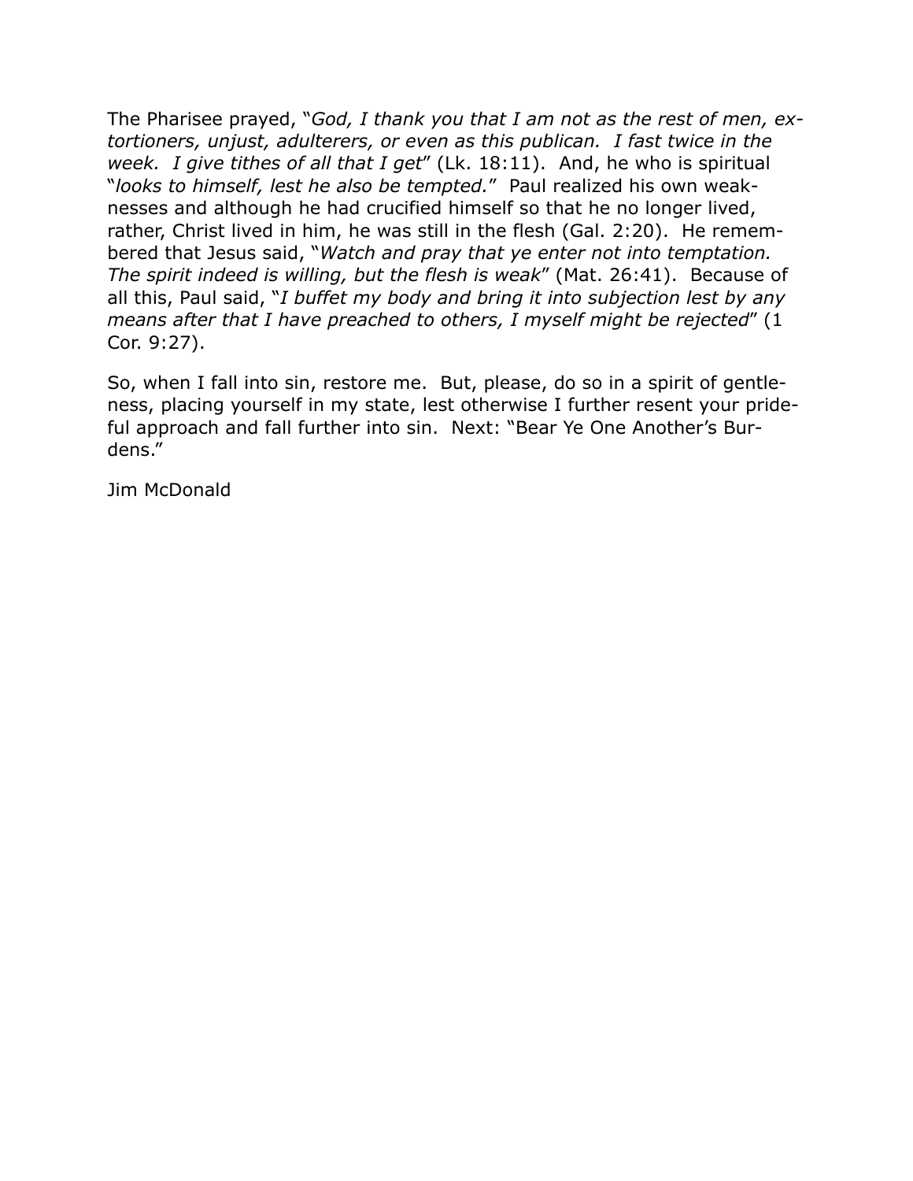The Pharisee prayed, "*God, I thank you that I am not as the rest of men, extortioners, unjust, adulterers, or even as this publican. I fast twice in the week. I give tithes of all that I get*" (Lk. 18:11). And, he who is spiritual "*looks to himself, lest he also be tempted.*" Paul realized his own weaknesses and although he had crucified himself so that he no longer lived, rather, Christ lived in him, he was still in the flesh (Gal. 2:20). He remembered that Jesus said, "*Watch and pray that ye enter not into temptation. The spirit indeed is willing, but the flesh is weak*" (Mat. 26:41). Because of all this, Paul said, "*I buffet my body and bring it into subjection lest by any means after that I have preached to others, I myself might be rejected*" (1 Cor. 9:27).

So, when I fall into sin, restore me. But, please, do so in a spirit of gentleness, placing yourself in my state, lest otherwise I further resent your prideful approach and fall further into sin. Next: "Bear Ye One Another's Burdens."

Jim McDonald